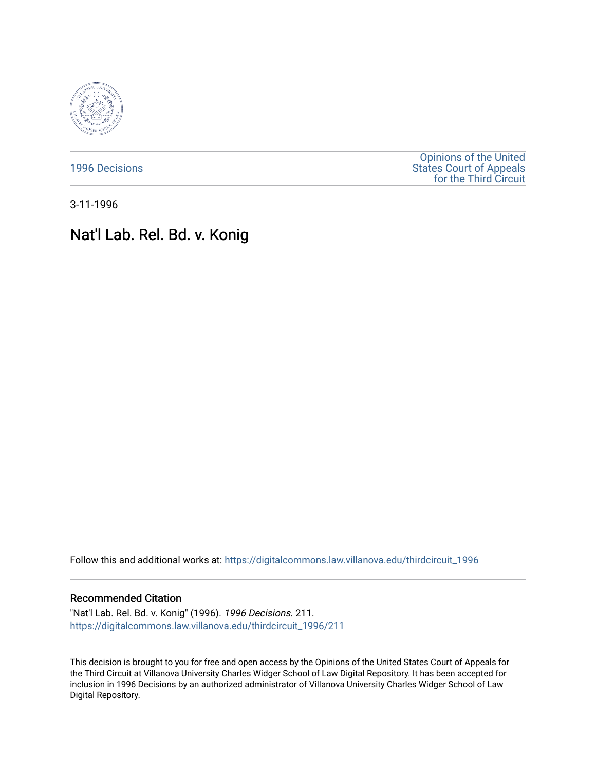1996 Decisions

Opinions of the United States Court of Appeals for the Third Circuit

3-11-1996

# Nat'l Lab. Rel. Bd. v. Konig

Follow this and additional works at: https://digitalcommons.law.villanova.edu/thirdcircuit_1996

## Recommended Citation

"Nat'l Lab. Rel. Bd. v. Konig" (1996). *1996 Decisions*. 211.
https://digitalcommons.law.villanova.edu/thirdcircuit_1996/211

This decision is brought to you for free and open access by the Opinions of the United States Court of Appeals for the Third Circuit at Villanova University Charles Widger School of Law Digital Repository. It has been accepted for inclusion in 1996 Decisions by an authorized administrator of Villanova University Charles Widger School of Law Digital Repository.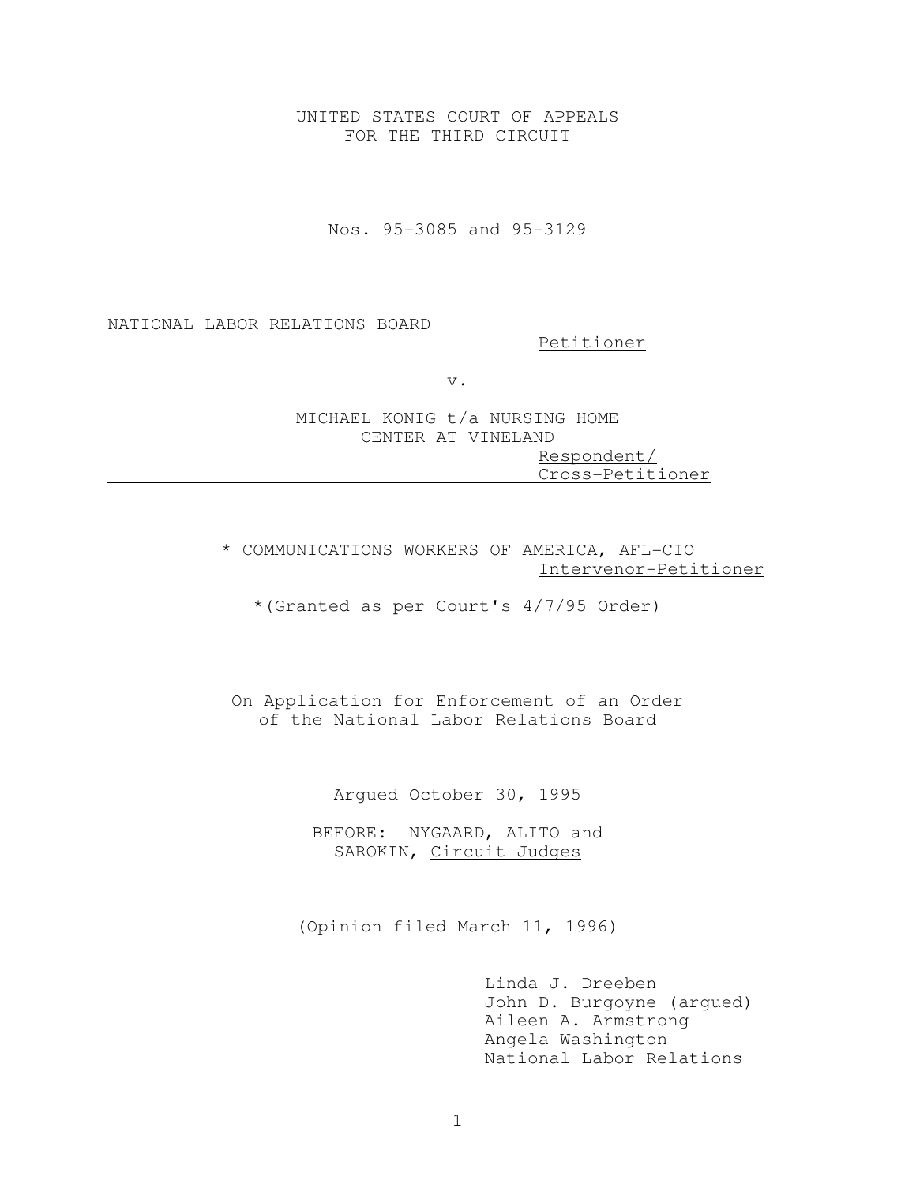UNITED STATES COURT OF APPEALS
FOR THE THIRD CIRCUIT

Nos. 95-3085 and 95-3129

NATIONAL LABOR RELATIONS BOARD

Petitioner

v.

MICHAEL KONIG t/a NURSING HOME
CENTER AT VINELAND

Respondent/
Cross-Petitioner

\* COMMUNICATIONS WORKERS OF AMERICA, AFL-CIO

Intervenor-Petitioner

\*(Granted as per Court's 4/7/95 Order)

On Application for Enforcement of an Order
of the National Labor Relations Board

Argued October 30, 1995

BEFORE: NYGAARD, ALITO and
SAROKIN, Circuit Judges

(Opinion filed March 11, 1996)

Linda J. Dreeben
John D. Burgoyne (argued)
Aileen A. Armstrong
Angela Washington
National Labor Relations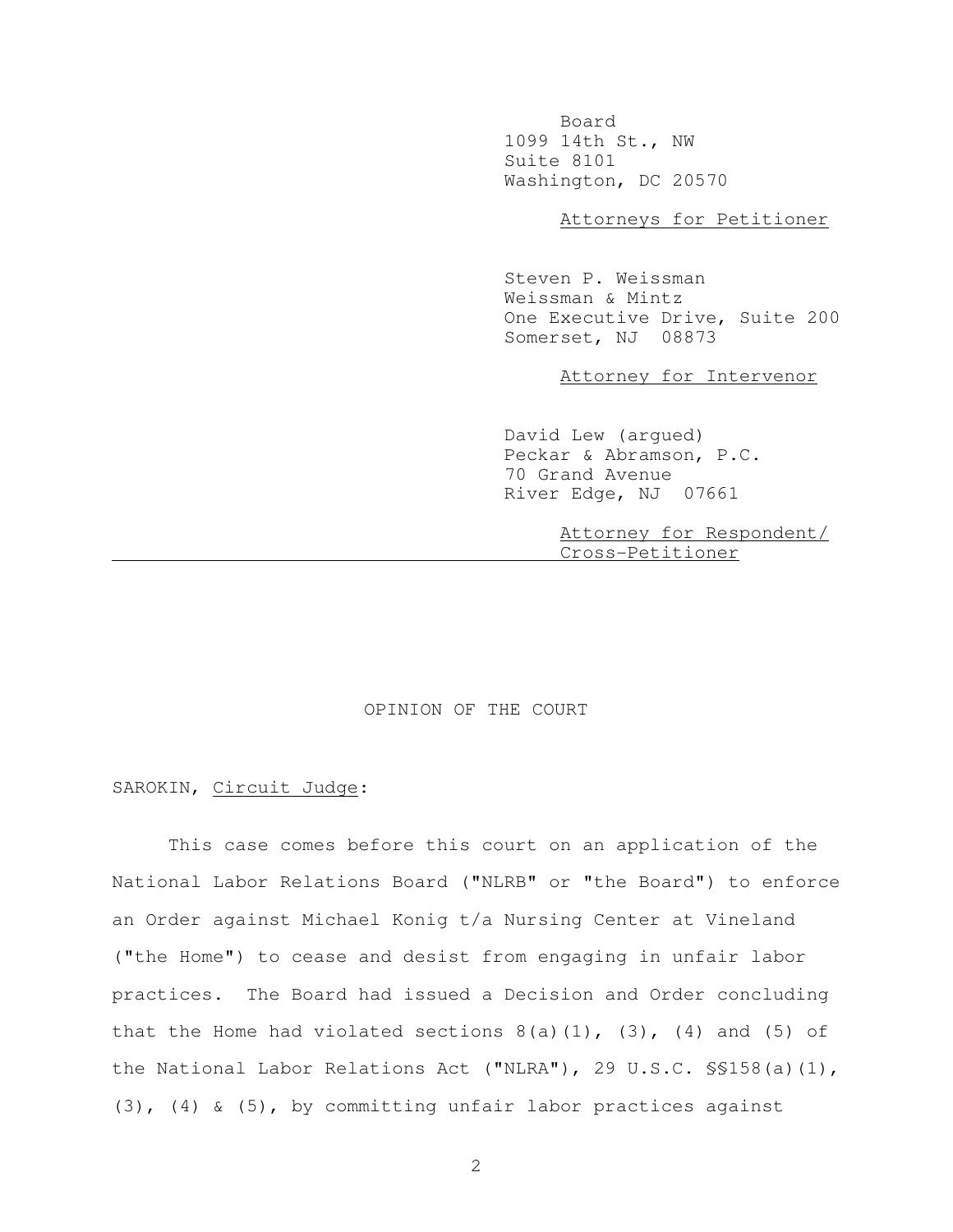Board
1099 14th St., NW
Suite 8101
Washington, DC 20570

Attorneys for Petitioner

Steven P. Weissman
Weissman & Mintz
One Executive Drive, Suite 200
Somerset, NJ 08873

Attorney for Intervenor

David Lew (argued)
Peckar & Abramson, P.C.
70 Grand Avenue
River Edge, NJ 07661

Attorney for Respondent/
Cross-Petitioner

---

## OPINION OF THE COURT

SAROKIN, Circuit Judge:

This case comes before this court on an application of the National Labor Relations Board ("NLRB" or "the Board") to enforce an Order against Michael Konig t/a Nursing Center at Vineland ("the Home") to cease and desist from engaging in unfair labor practices. The Board had issued a Decision and Order concluding that the Home had violated sections 8(a)(1), (3), (4) and (5) of the National Labor Relations Act ("NLRA"), 29 U.S.C. §§158(a)(1), (3), (4) & (5), by committing unfair labor practices against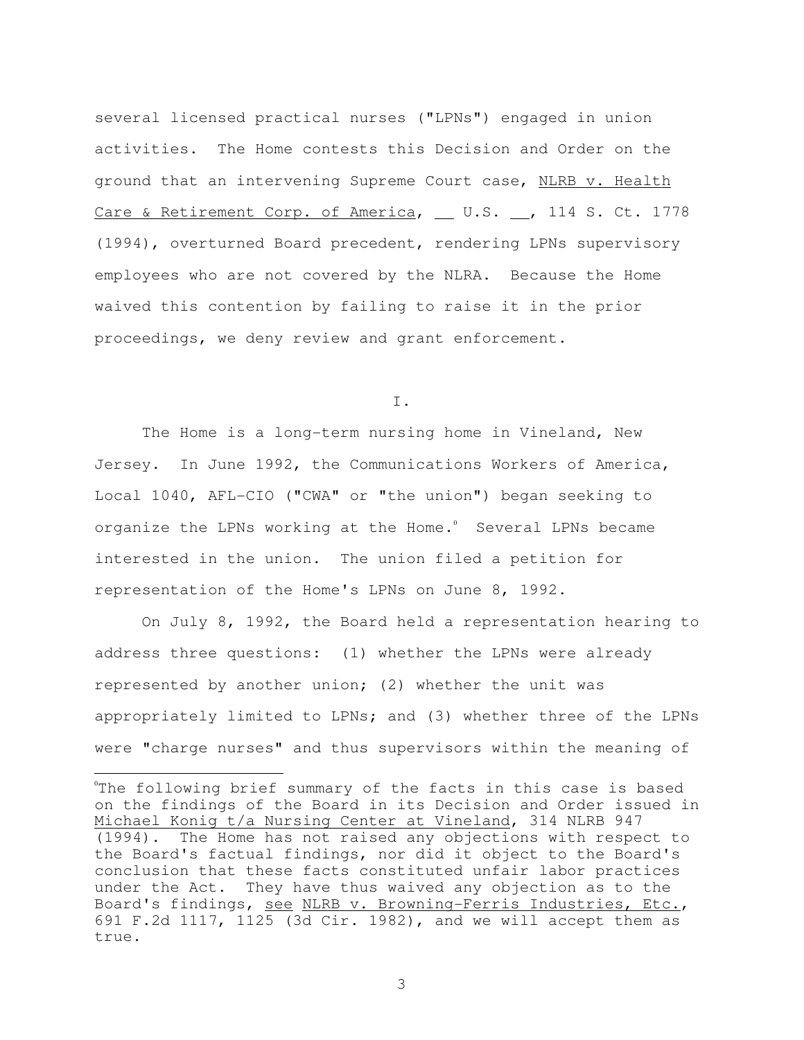several licensed practical nurses ("LPNs") engaged in union activities. The Home contests this Decision and Order on the ground that an intervening Supreme Court case, NLRB v. Health Care & Retirement Corp. of America, __ U.S. __, 114 S. Ct. 1778 (1994), overturned Board precedent, rendering LPNs supervisory employees who are not covered by the NLRA. Because the Home waived this contention by failing to raise it in the prior proceedings, we deny review and grant enforcement.

I.

The Home is a long-term nursing home in Vineland, New Jersey. In June 1992, the Communications Workers of America, Local 1040, AFL-CIO ("CWA" or "the union") began seeking to organize the LPNs working at the Home.[0] Several LPNs became interested in the union. The union filed a petition for representation of the Home's LPNs on June 8, 1992.

On July 8, 1992, the Board held a representation hearing to address three questions: (1) whether the LPNs were already represented by another union; (2) whether the unit was appropriately limited to LPNs; and (3) whether three of the LPNs were "charge nurses" and thus supervisors within the meaning of

---

[0]The following brief summary of the facts in this case is based on the findings of the Board in its Decision and Order issued in Michael Konig t/a Nursing Center at Vineland, 314 NLRB 947 (1994). The Home has not raised any objections with respect to the Board's factual findings, nor did it object to the Board's conclusion that these facts constituted unfair labor practices under the Act. They have thus waived any objection as to the Board's findings, see NLRB v. Browning-Ferris Industries, Etc., 691 F.2d 1117, 1125 (3d Cir. 1982), and we will accept them as true.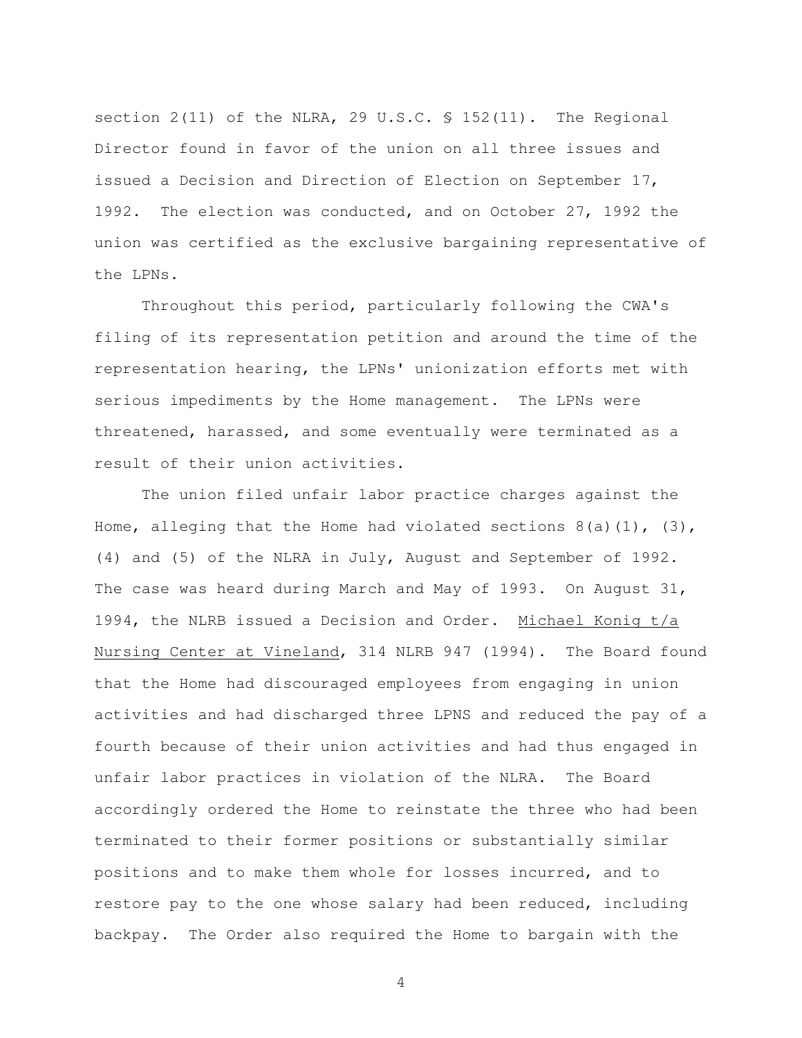section 2(11) of the NLRA, 29 U.S.C. § 152(11). The Regional Director found in favor of the union on all three issues and issued a Decision and Direction of Election on September 17, 1992. The election was conducted, and on October 27, 1992 the union was certified as the exclusive bargaining representative of the LPNs.

Throughout this period, particularly following the CWA's filing of its representation petition and around the time of the representation hearing, the LPNs' unionization efforts met with serious impediments by the Home management. The LPNs were threatened, harassed, and some eventually were terminated as a result of their union activities.

The union filed unfair labor practice charges against the Home, alleging that the Home had violated sections 8(a)(1), (3), (4) and (5) of the NLRA in July, August and September of 1992. The case was heard during March and May of 1993. On August 31, 1994, the NLRB issued a Decision and Order. Michael Konig t/a Nursing Center at Vineland, 314 NLRB 947 (1994). The Board found that the Home had discouraged employees from engaging in union activities and had discharged three LPNS and reduced the pay of a fourth because of their union activities and had thus engaged in unfair labor practices in violation of the NLRA. The Board accordingly ordered the Home to reinstate the three who had been terminated to their former positions or substantially similar positions and to make them whole for losses incurred, and to restore pay to the one whose salary had been reduced, including backpay. The Order also required the Home to bargain with the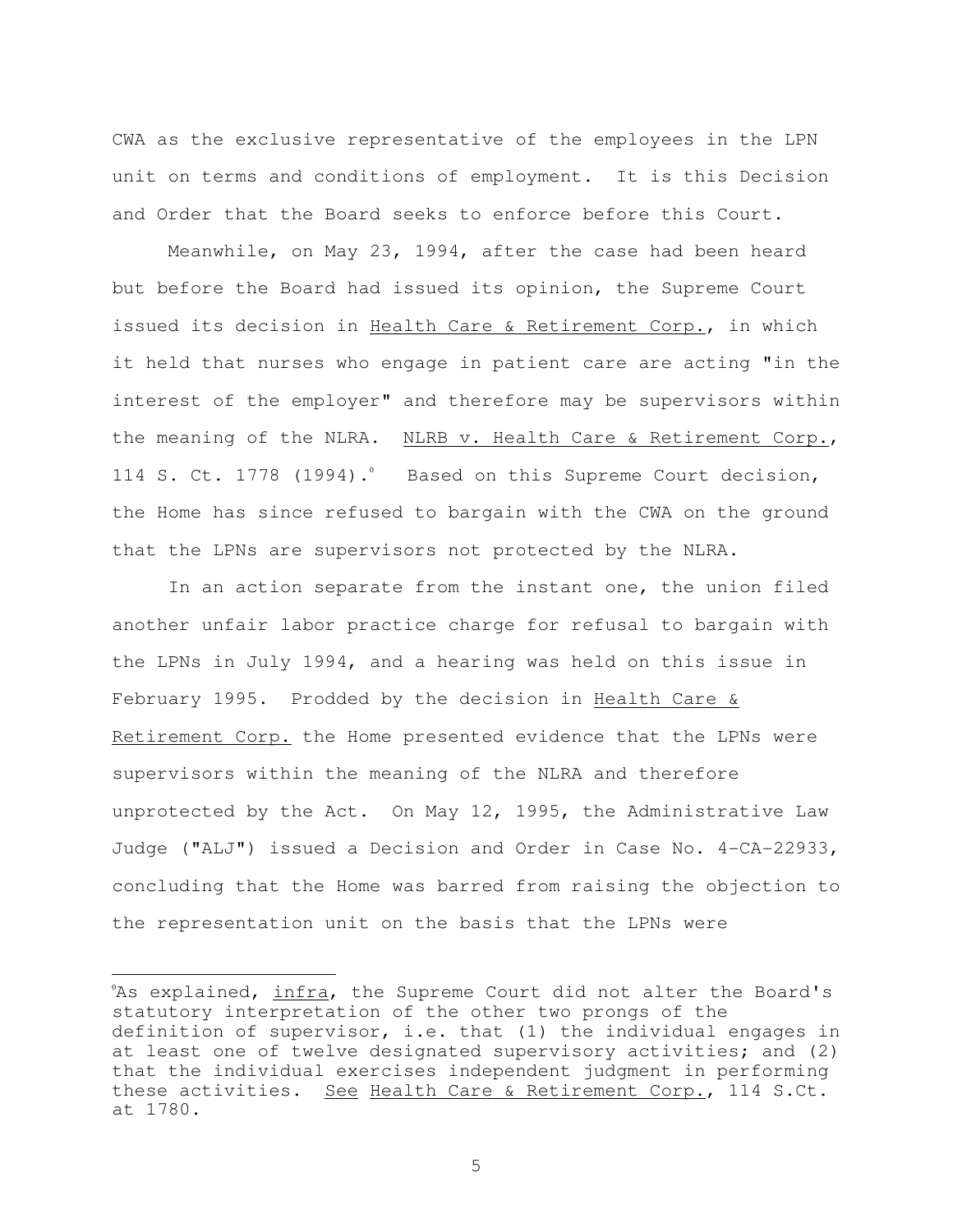CWA as the exclusive representative of the employees in the LPN unit on terms and conditions of employment. It is this Decision and Order that the Board seeks to enforce before this Court.

Meanwhile, on May 23, 1994, after the case had been heard but before the Board had issued its opinion, the Supreme Court issued its decision in <u>Health Care & Retirement Corp.</u>, in which it held that nurses who engage in patient care are acting "in the interest of the employer" and therefore may be supervisors within the meaning of the NLRA. <u>NLRB v. Health Care & Retirement Corp.</u>, 114 S. Ct. 1778 (1994).[6] Based on this Supreme Court decision, the Home has since refused to bargain with the CWA on the ground that the LPNs are supervisors not protected by the NLRA.

In an action separate from the instant one, the union filed another unfair labor practice charge for refusal to bargain with the LPNs in July 1994, and a hearing was held on this issue in February 1995. Prodded by the decision in <u>Health Care & Retirement Corp.</u> the Home presented evidence that the LPNs were supervisors within the meaning of the NLRA and therefore unprotected by the Act. On May 12, 1995, the Administrative Law Judge ("ALJ") issued a Decision and Order in Case No. 4-CA-22933, concluding that the Home was barred from raising the objection to the representation unit on the basis that the LPNs were

---

[6]As explained, <u>infra</u>, the Supreme Court did not alter the Board's statutory interpretation of the other two prongs of the definition of supervisor, i.e. that (1) the individual engages in at least one of twelve designated supervisory activities; and (2) that the individual exercises independent judgment in performing these activities. <u>See</u> <u>Health Care & Retirement Corp.</u>, 114 S.Ct. at 1780.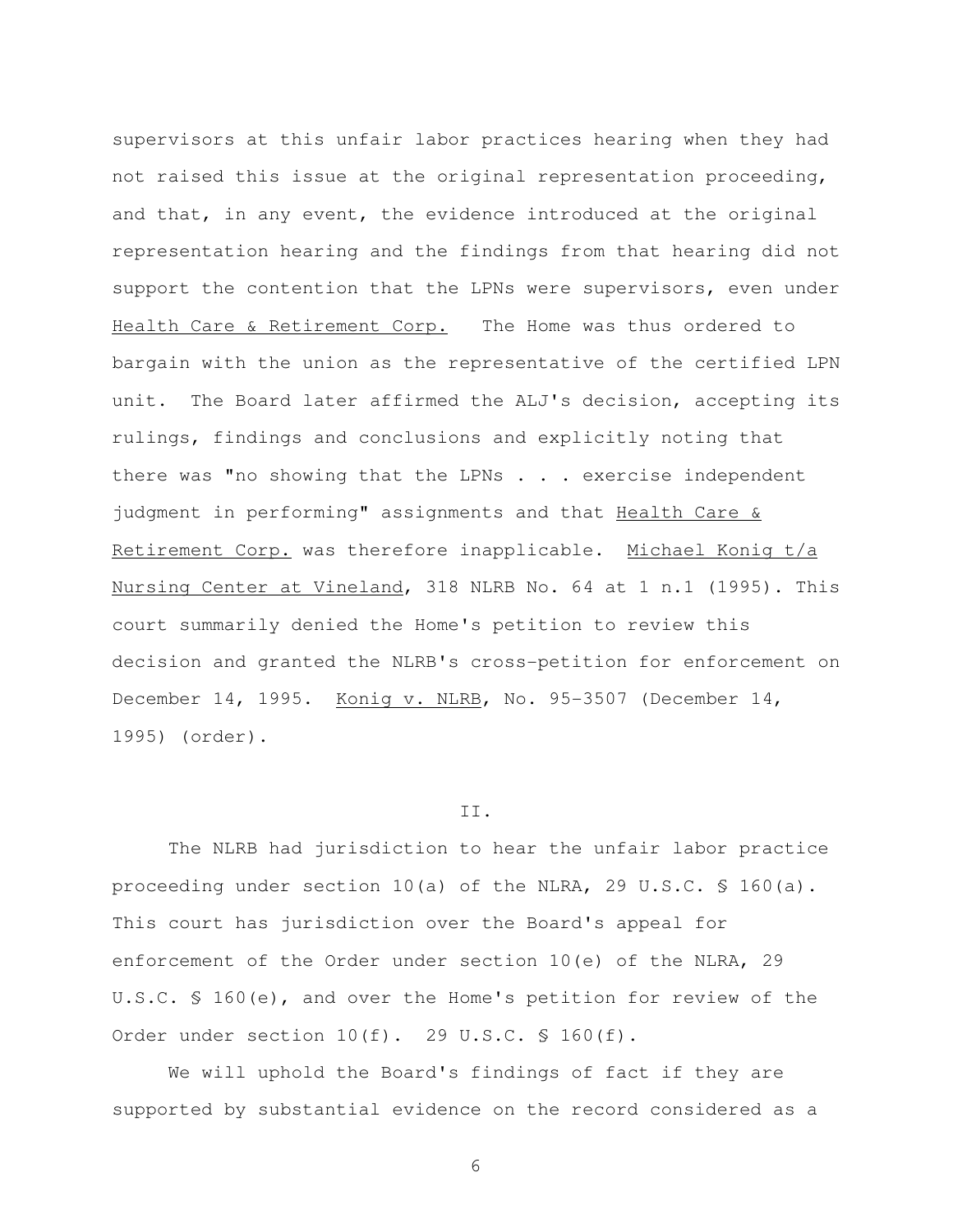supervisors at this unfair labor practices hearing when they had not raised this issue at the original representation proceeding, and that, in any event, the evidence introduced at the original representation hearing and the findings from that hearing did not support the contention that the LPNs were supervisors, even under Health Care & Retirement Corp. The Home was thus ordered to bargain with the union as the representative of the certified LPN unit. The Board later affirmed the ALJ's decision, accepting its rulings, findings and conclusions and explicitly noting that there was "no showing that the LPNs . . . exercise independent judgment in performing" assignments and that Health Care & Retirement Corp. was therefore inapplicable. Michael Konig t/a Nursing Center at Vineland, 318 NLRB No. 64 at 1 n.1 (1995). This court summarily denied the Home's petition to review this decision and granted the NLRB's cross-petition for enforcement on December 14, 1995. Konig v. NLRB, No. 95-3507 (December 14, 1995) (order).

## II.

The NLRB had jurisdiction to hear the unfair labor practice proceeding under section 10(a) of the NLRA, 29 U.S.C. § 160(a). This court has jurisdiction over the Board's appeal for enforcement of the Order under section 10(e) of the NLRA, 29 U.S.C. § 160(e), and over the Home's petition for review of the Order under section 10(f). 29 U.S.C. § 160(f).

We will uphold the Board's findings of fact if they are supported by substantial evidence on the record considered as a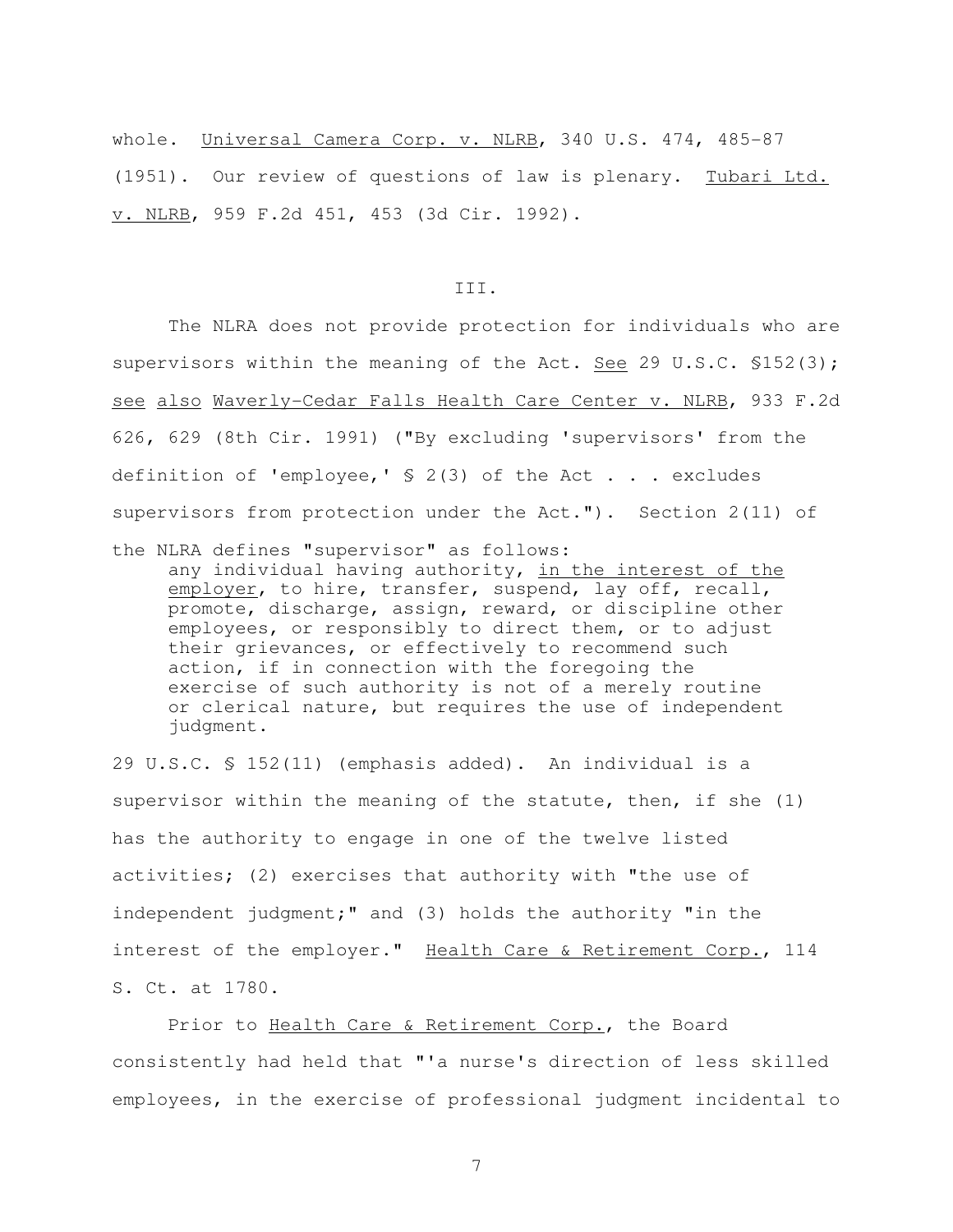whole. Universal Camera Corp. v. NLRB, 340 U.S. 474, 485-87 (1951). Our review of questions of law is plenary. Tubari Ltd. v. NLRB, 959 F.2d 451, 453 (3d Cir. 1992).

III.

The NLRA does not provide protection for individuals who are supervisors within the meaning of the Act. See 29 U.S.C. §152(3); see also Waverly-Cedar Falls Health Care Center v. NLRB, 933 F.2d 626, 629 (8th Cir. 1991) ("By excluding 'supervisors' from the definition of 'employee,' § 2(3) of the Act . . . excludes supervisors from protection under the Act."). Section 2(11) of the NLRA defines "supervisor" as follows:

> any individual having authority, in the interest of the employer, to hire, transfer, suspend, lay off, recall, promote, discharge, assign, reward, or discipline other employees, or responsibly to direct them, or to adjust their grievances, or effectively to recommend such action, if in connection with the foregoing the exercise of such authority is not of a merely routine or clerical nature, but requires the use of independent judgment.

29 U.S.C. § 152(11) (emphasis added). An individual is a supervisor within the meaning of the statute, then, if she (1) has the authority to engage in one of the twelve listed activities; (2) exercises that authority with "the use of independent judgment;" and (3) holds the authority "in the interest of the employer." Health Care & Retirement Corp., 114 S. Ct. at 1780.

Prior to Health Care & Retirement Corp., the Board consistently had held that "'a nurse's direction of less skilled employees, in the exercise of professional judgment incidental to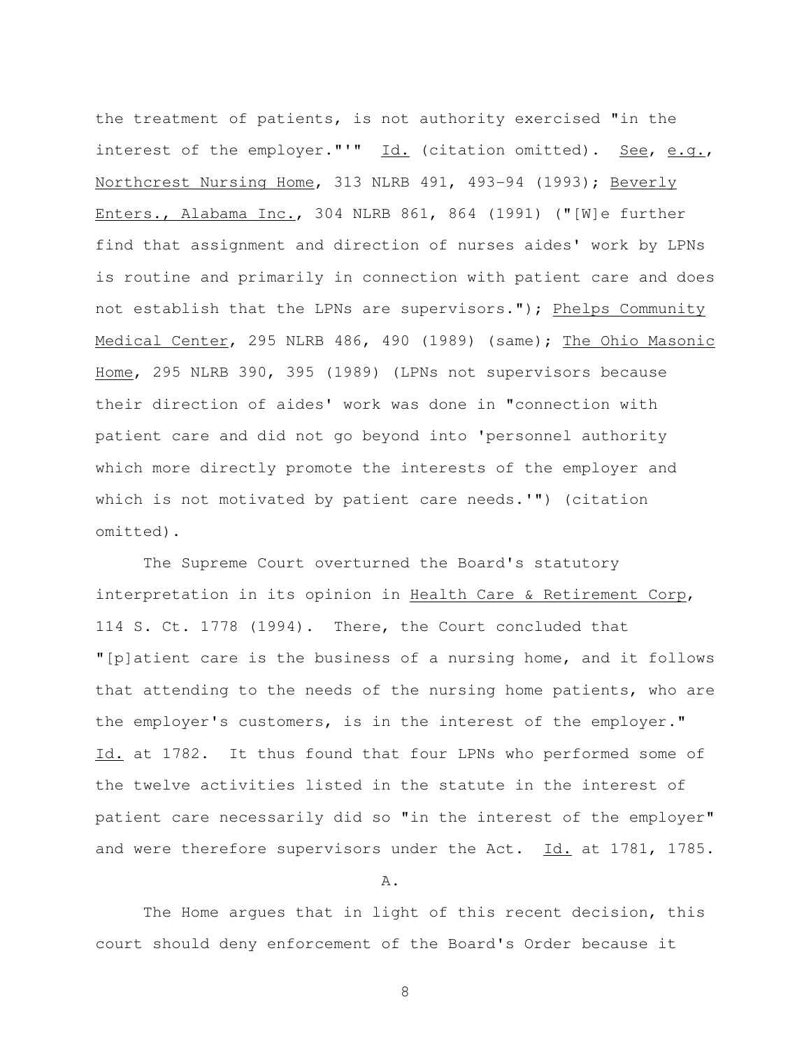the treatment of patients, is not authority exercised "in the interest of the employer."'" Id. (citation omitted). See, e.g., Northcrest Nursing Home, 313 NLRB 491, 493-94 (1993); Beverly Enters., Alabama Inc., 304 NLRB 861, 864 (1991) ("[W]e further find that assignment and direction of nurses aides' work by LPNs is routine and primarily in connection with patient care and does not establish that the LPNs are supervisors."); Phelps Community Medical Center, 295 NLRB 486, 490 (1989) (same); The Ohio Masonic Home, 295 NLRB 390, 395 (1989) (LPNs not supervisors because their direction of aides' work was done in "connection with patient care and did not go beyond into 'personnel authority which more directly promote the interests of the employer and which is not motivated by patient care needs.'") (citation omitted).

The Supreme Court overturned the Board's statutory interpretation in its opinion in Health Care & Retirement Corp, 114 S. Ct. 1778 (1994). There, the Court concluded that "[p]atient care is the business of a nursing home, and it follows that attending to the needs of the nursing home patients, who are the employer's customers, is in the interest of the employer." Id. at 1782. It thus found that four LPNs who performed some of the twelve activities listed in the statute in the interest of patient care necessarily did so "in the interest of the employer" and were therefore supervisors under the Act. Id. at 1781, 1785.

A.

The Home argues that in light of this recent decision, this court should deny enforcement of the Board's Order because it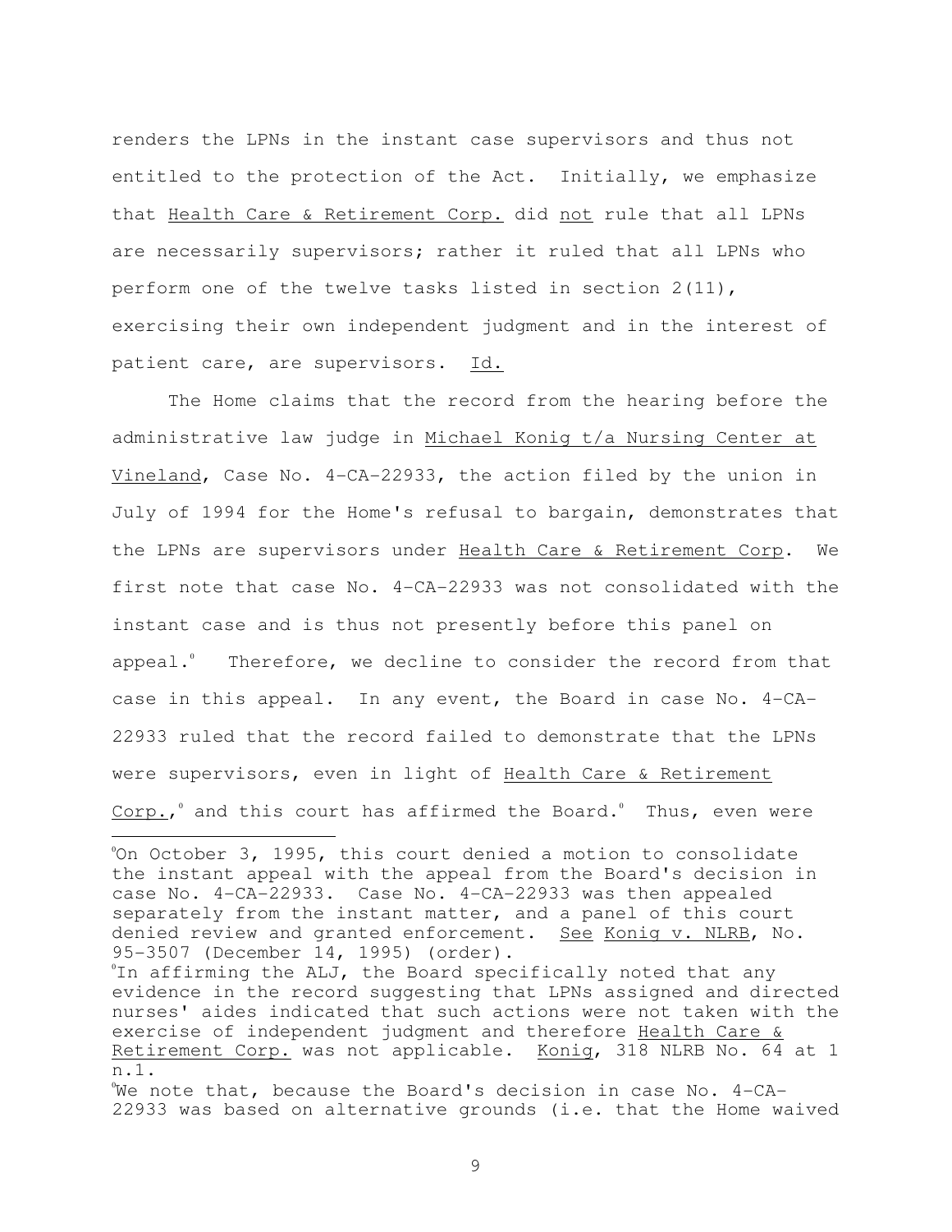renders the LPNs in the instant case supervisors and thus not entitled to the protection of the Act. Initially, we emphasize that Health Care & Retirement Corp. did not rule that all LPNs are necessarily supervisors; rather it ruled that all LPNs who perform one of the twelve tasks listed in section 2(11), exercising their own independent judgment and in the interest of patient care, are supervisors. Id.

The Home claims that the record from the hearing before the administrative law judge in Michael Konig t/a Nursing Center at Vineland, Case No. 4-CA-22933, the action filed by the union in July of 1994 for the Home's refusal to bargain, demonstrates that the LPNs are supervisors under Health Care & Retirement Corp. We first note that case No. 4-CA-22933 was not consolidated with the instant case and is thus not presently before this panel on appeal.[0] Therefore, we decline to consider the record from that case in this appeal. In any event, the Board in case No. 4-CA-22933 ruled that the record failed to demonstrate that the LPNs were supervisors, even in light of Health Care & Retirement Corp.,[0] and this court has affirmed the Board.[0] Thus, even were

---

[0]On October 3, 1995, this court denied a motion to consolidate the instant appeal with the appeal from the Board's decision in case No. 4-CA-22933. Case No. 4-CA-22933 was then appealed separately from the instant matter, and a panel of this court denied review and granted enforcement. See Konig v. NLRB, No. 95-3507 (December 14, 1995) (order).

[0]In affirming the ALJ, the Board specifically noted that any evidence in the record suggesting that LPNs assigned and directed nurses' aides indicated that such actions were not taken with the exercise of independent judgment and therefore Health Care & Retirement Corp. was not applicable. Konig, 318 NLRB No. 64 at 1 n.1.

[0]We note that, because the Board's decision in case No. 4-CA-22933 was based on alternative grounds (i.e. that the Home waived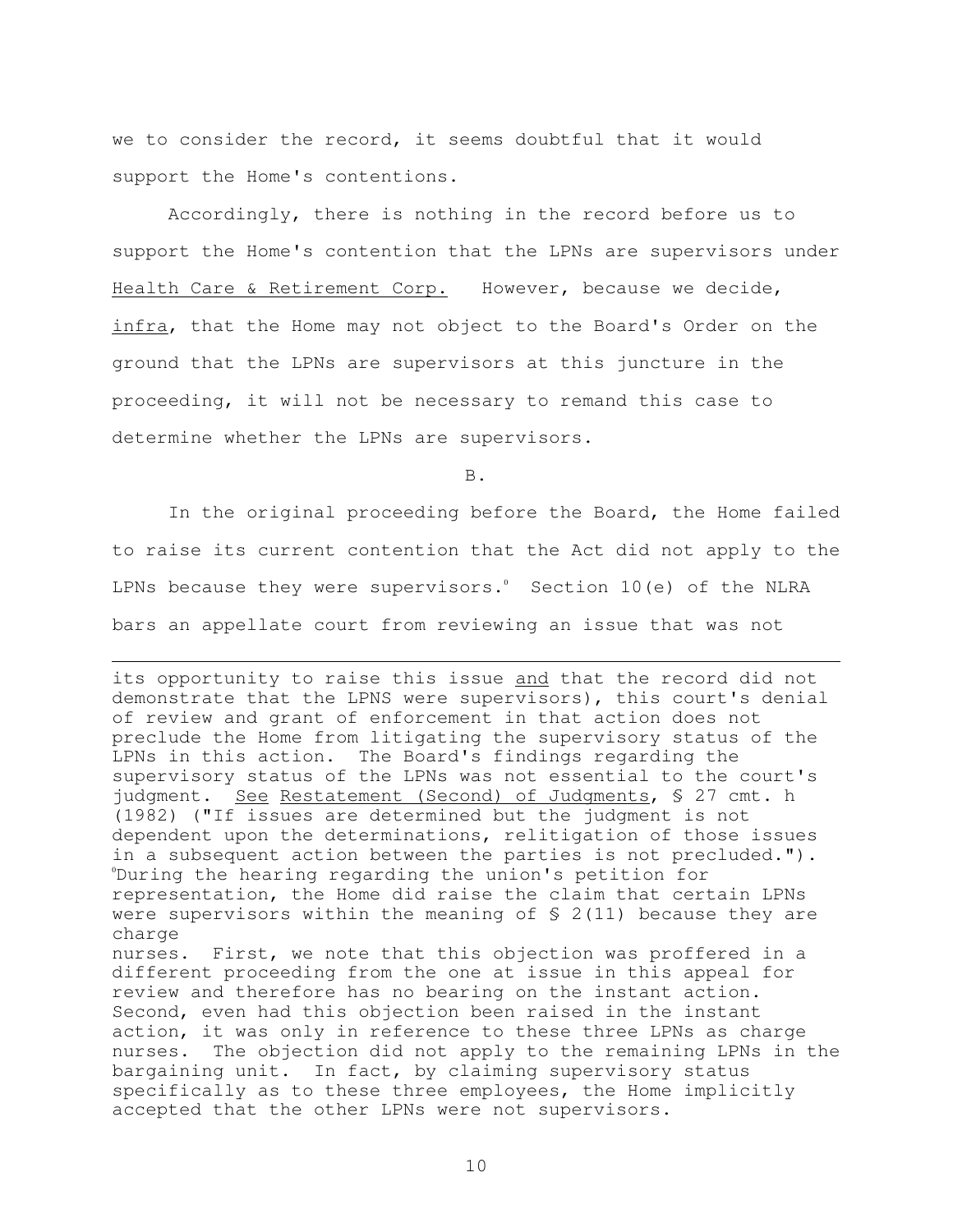we to consider the record, it seems doubtful that it would support the Home's contentions.

Accordingly, there is nothing in the record before us to support the Home's contention that the LPNs are supervisors under Health Care & Retirement Corp. However, because we decide, *infra*, that the Home may not object to the Board's Order on the ground that the LPNs are supervisors at this juncture in the proceeding, it will not be necessary to remand this case to determine whether the LPNs are supervisors.

B.

In the original proceeding before the Board, the Home failed to raise its current contention that the Act did not apply to the LPNs because they were supervisors.[6] Section 10(e) of the NLRA bars an appellate court from reviewing an issue that was not

---

its opportunity to raise this issue and that the record did not demonstrate that the LPNS were supervisors), this court's denial of review and grant of enforcement in that action does not preclude the Home from litigating the supervisory status of the LPNs in this action. The Board's findings regarding the supervisory status of the LPNs was not essential to the court's judgment. See Restatement (Second) of Judgments, § 27 cmt. h (1982) ("If issues are determined but the judgment is not dependent upon the determinations, relitigation of those issues in a subsequent action between the parties is not precluded.").

[6] During the hearing regarding the union's petition for representation, the Home did raise the claim that certain LPNs were supervisors within the meaning of § 2(11) because they are charge nurses. First, we note that this objection was proffered in a different proceeding from the one at issue in this appeal for review and therefore has no bearing on the instant action. Second, even had this objection been raised in the instant action, it was only in reference to these three LPNs as charge nurses. The objection did not apply to the remaining LPNs in the bargaining unit. In fact, by claiming supervisory status specifically as to these three employees, the Home implicitly accepted that the other LPNs were not supervisors.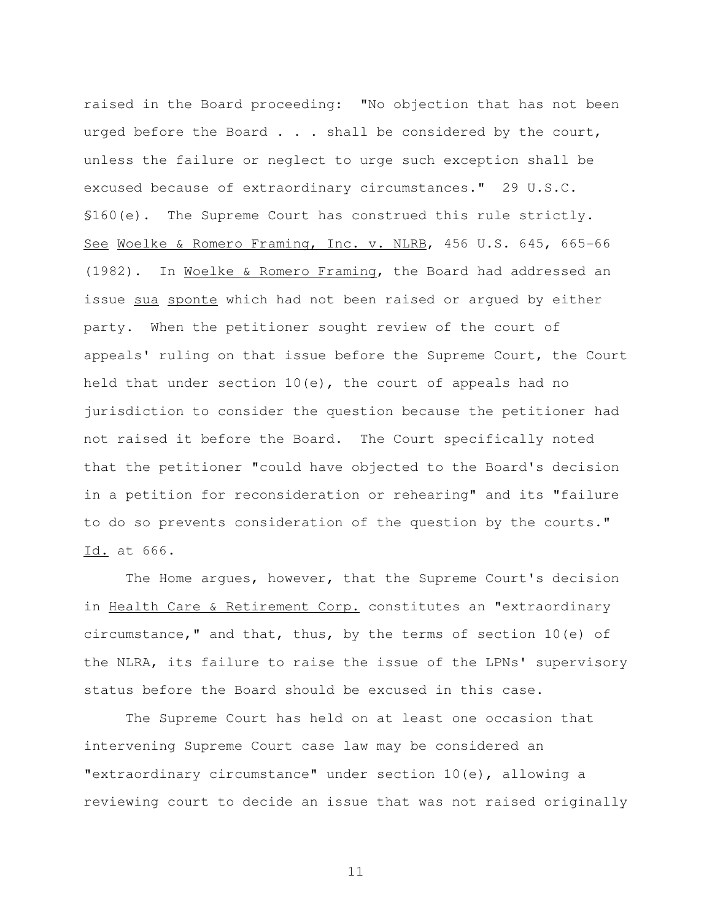raised in the Board proceeding: "No objection that has not been urged before the Board . . . shall be considered by the court, unless the failure or neglect to urge such exception shall be excused because of extraordinary circumstances." 29 U.S.C. §160(e). The Supreme Court has construed this rule strictly. See Woelke & Romero Framing, Inc. v. NLRB, 456 U.S. 645, 665-66 (1982). In Woelke & Romero Framing, the Board had addressed an issue *sua sponte* which had not been raised or argued by either party. When the petitioner sought review of the court of appeals' ruling on that issue before the Supreme Court, the Court held that under section 10(e), the court of appeals had no jurisdiction to consider the question because the petitioner had not raised it before the Board. The Court specifically noted that the petitioner "could have objected to the Board's decision in a petition for reconsideration or rehearing" and its "failure to do so prevents consideration of the question by the courts." Id. at 666.

The Home argues, however, that the Supreme Court's decision in Health Care & Retirement Corp. constitutes an "extraordinary circumstance," and that, thus, by the terms of section 10(e) of the NLRA, its failure to raise the issue of the LPNs' supervisory status before the Board should be excused in this case.

The Supreme Court has held on at least one occasion that intervening Supreme Court case law may be considered an "extraordinary circumstance" under section 10(e), allowing a reviewing court to decide an issue that was not raised originally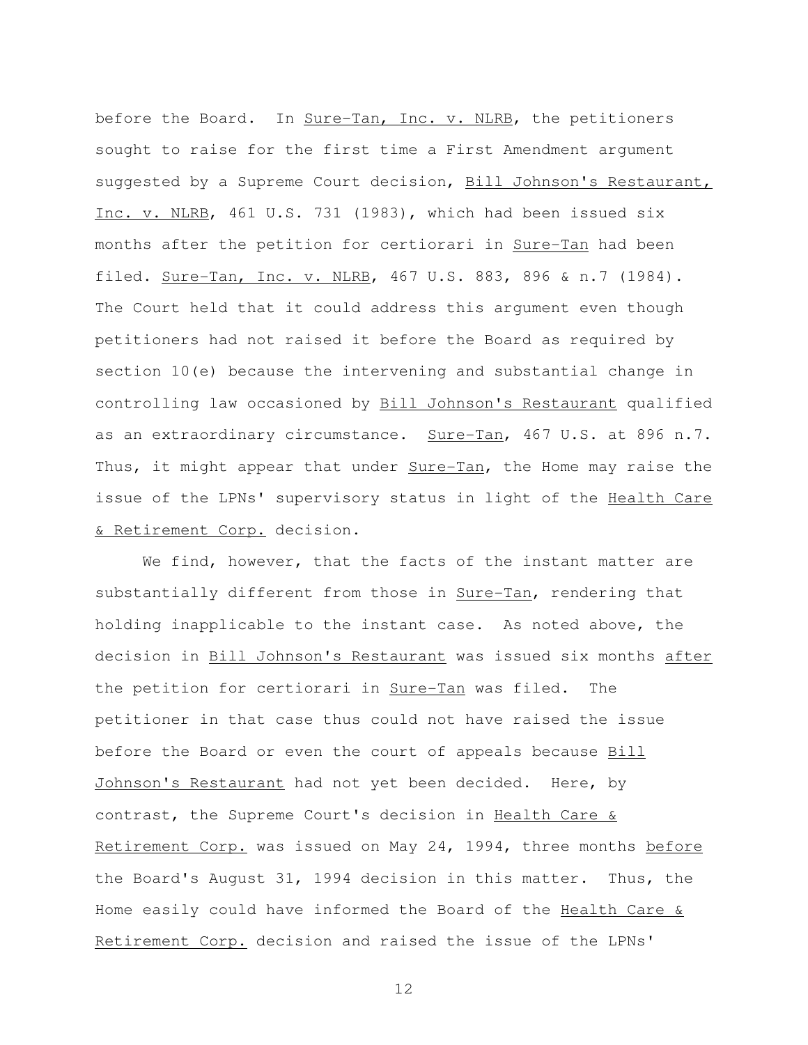before the Board. In _Sure-Tan, Inc. v. NLRB_, the petitioners sought to raise for the first time a First Amendment argument suggested by a Supreme Court decision, _Bill Johnson's Restaurant, Inc. v. NLRB_, 461 U.S. 731 (1983), which had been issued six months after the petition for certiorari in _Sure-Tan_ had been filed. _Sure-Tan, Inc. v. NLRB_, 467 U.S. 883, 896 & n.7 (1984). The Court held that it could address this argument even though petitioners had not raised it before the Board as required by section 10(e) because the intervening and substantial change in controlling law occasioned by _Bill Johnson's Restaurant_ qualified as an extraordinary circumstance. _Sure-Tan_, 467 U.S. at 896 n.7. Thus, it might appear that under _Sure-Tan_, the Home may raise the issue of the LPNs' supervisory status in light of the _Health Care & Retirement Corp._ decision.

We find, however, that the facts of the instant matter are substantially different from those in _Sure-Tan_, rendering that holding inapplicable to the instant case. As noted above, the decision in _Bill Johnson's Restaurant_ was issued six months _after_ the petition for certiorari in _Sure-Tan_ was filed. The petitioner in that case thus could not have raised the issue before the Board or even the court of appeals because _Bill Johnson's Restaurant_ had not yet been decided. Here, by contrast, the Supreme Court's decision in _Health Care & Retirement Corp._ was issued on May 24, 1994, three months _before_ the Board's August 31, 1994 decision in this matter. Thus, the Home easily could have informed the Board of the _Health Care & Retirement Corp._ decision and raised the issue of the LPNs'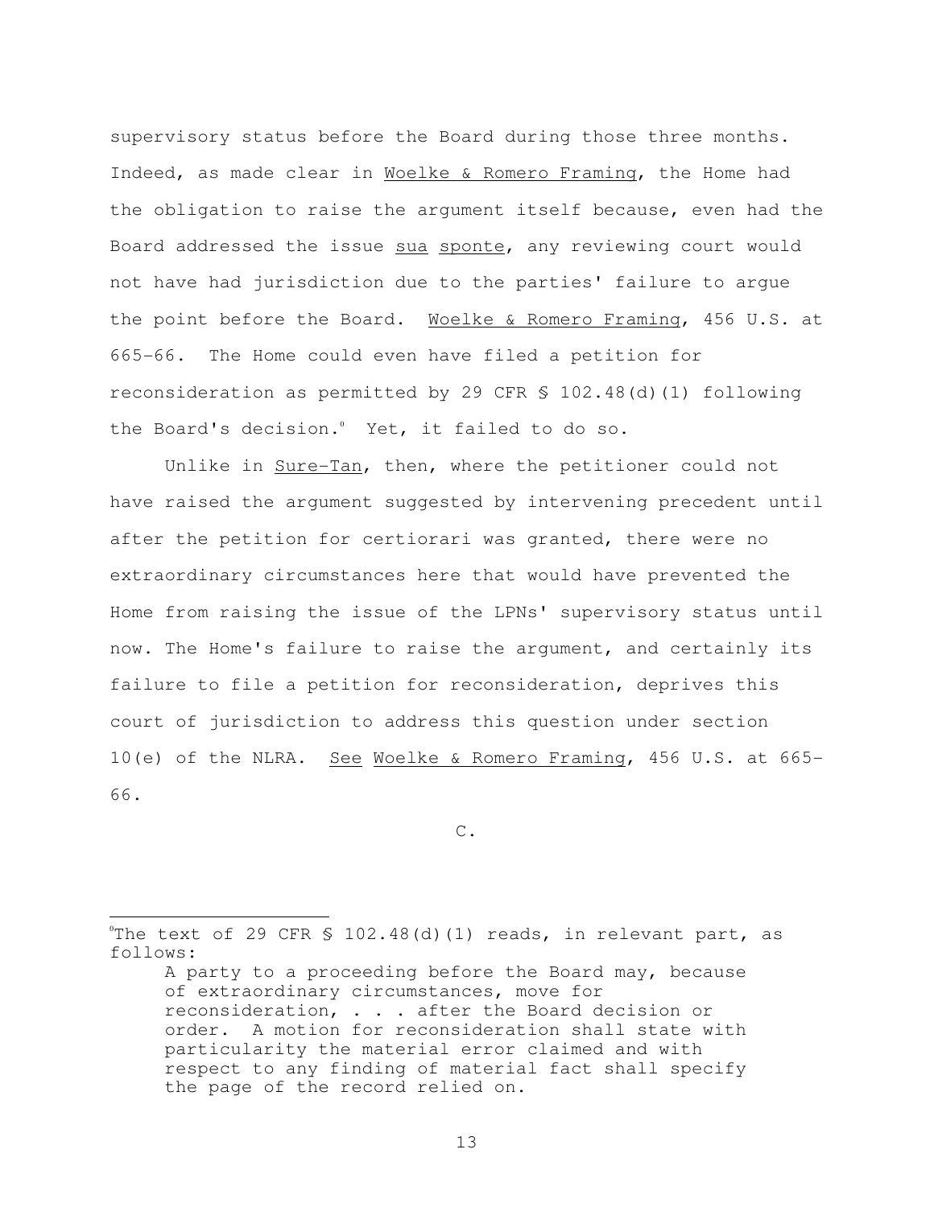supervisory status before the Board during those three months. Indeed, as made clear in Woelke & Romero Framing, the Home had the obligation to raise the argument itself because, even had the Board addressed the issue *sua sponte*, any reviewing court would not have had jurisdiction due to the parties' failure to argue the point before the Board. Woelke & Romero Framing, 456 U.S. at 665-66. The Home could even have filed a petition for reconsideration as permitted by 29 CFR § 102.48(d)(1) following the Board's decision.[6] Yet, it failed to do so.

Unlike in Sure-Tan, then, where the petitioner could not have raised the argument suggested by intervening precedent until after the petition for certiorari was granted, there were no extraordinary circumstances here that would have prevented the Home from raising the issue of the LPNs' supervisory status until now. The Home's failure to raise the argument, and certainly its failure to file a petition for reconsideration, deprives this court of jurisdiction to address this question under section 10(e) of the NLRA. See Woelke & Romero Framing, 456 U.S. at 665-66.

C.

---

[6]The text of 29 CFR § 102.48(d)(1) reads, in relevant part, as follows:

> A party to a proceeding before the Board may, because of extraordinary circumstances, move for reconsideration, . . . after the Board decision or order. A motion for reconsideration shall state with particularity the material error claimed and with respect to any finding of material fact shall specify the page of the record relied on.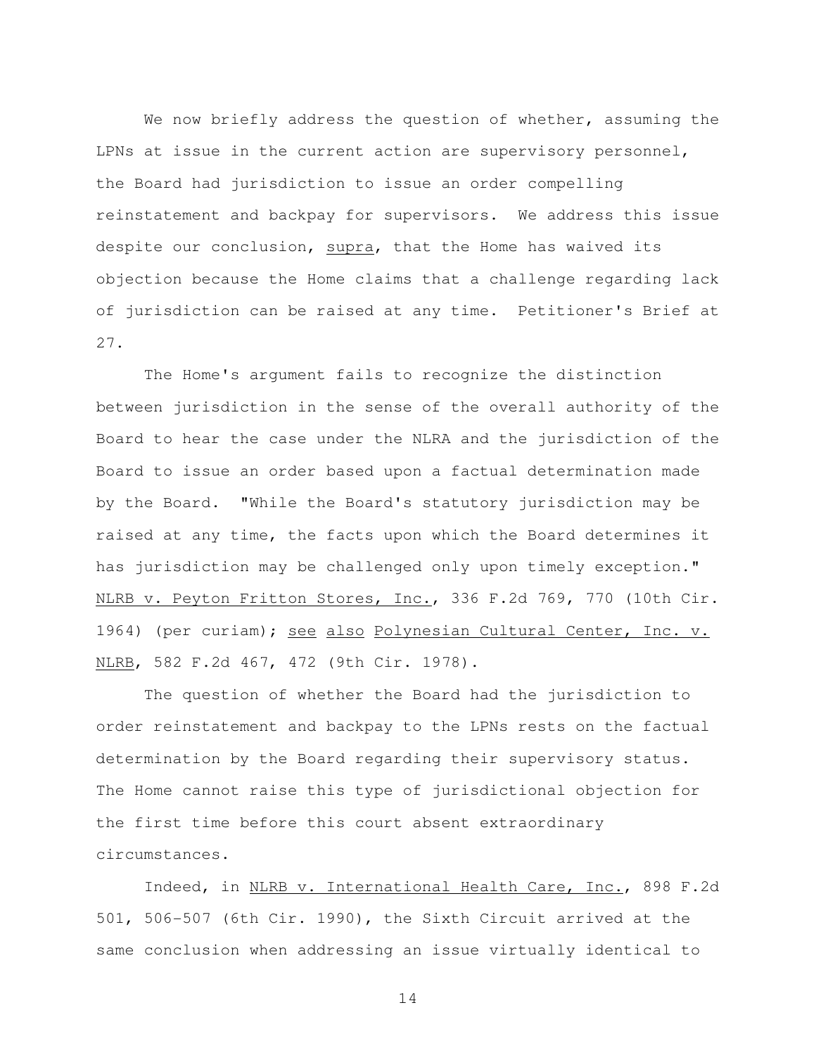We now briefly address the question of whether, assuming the LPNs at issue in the current action are supervisory personnel, the Board had jurisdiction to issue an order compelling reinstatement and backpay for supervisors. We address this issue despite our conclusion, _supra_, that the Home has waived its objection because the Home claims that a challenge regarding lack of jurisdiction can be raised at any time. Petitioner's Brief at 27.

The Home's argument fails to recognize the distinction between jurisdiction in the sense of the overall authority of the Board to hear the case under the NLRA and the jurisdiction of the Board to issue an order based upon a factual determination made by the Board. "While the Board's statutory jurisdiction may be raised at any time, the facts upon which the Board determines it has jurisdiction may be challenged only upon timely exception." _NLRB v. Peyton Fritton Stores, Inc._, 336 F.2d 769, 770 (10th Cir. 1964) (per curiam); _see also_ _Polynesian Cultural Center, Inc. v. NLRB_, 582 F.2d 467, 472 (9th Cir. 1978).

The question of whether the Board had the jurisdiction to order reinstatement and backpay to the LPNs rests on the factual determination by the Board regarding their supervisory status. The Home cannot raise this type of jurisdictional objection for the first time before this court absent extraordinary circumstances.

Indeed, in _NLRB v. International Health Care, Inc._, 898 F.2d 501, 506-507 (6th Cir. 1990), the Sixth Circuit arrived at the same conclusion when addressing an issue virtually identical to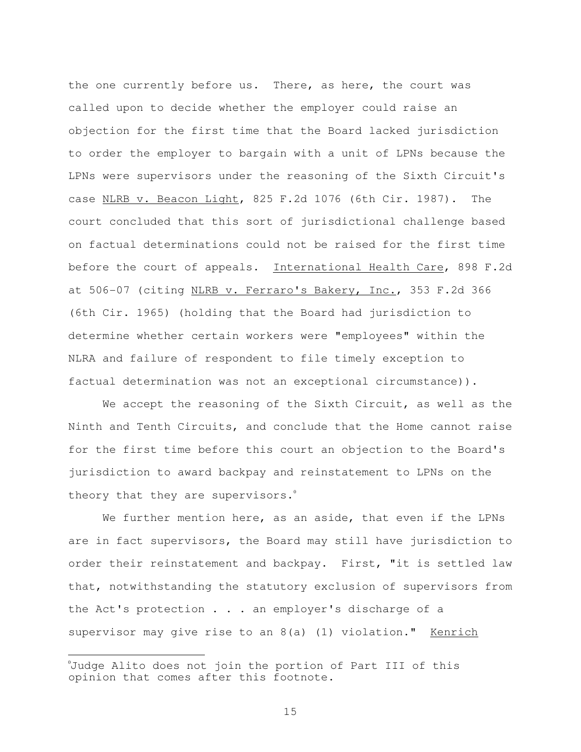the one currently before us. There, as here, the court was called upon to decide whether the employer could raise an objection for the first time that the Board lacked jurisdiction to order the employer to bargain with a unit of LPNs because the LPNs were supervisors under the reasoning of the Sixth Circuit's case NLRB v. Beacon Light, 825 F.2d 1076 (6th Cir. 1987). The court concluded that this sort of jurisdictional challenge based on factual determinations could not be raised for the first time before the court of appeals. International Health Care, 898 F.2d at 506-07 (citing NLRB v. Ferraro's Bakery, Inc., 353 F.2d 366 (6th Cir. 1965) (holding that the Board had jurisdiction to determine whether certain workers were "employees" within the NLRA and failure of respondent to file timely exception to factual determination was not an exceptional circumstance)).

We accept the reasoning of the Sixth Circuit, as well as the Ninth and Tenth Circuits, and conclude that the Home cannot raise for the first time before this court an objection to the Board's jurisdiction to award backpay and reinstatement to LPNs on the theory that they are supervisors.[6]

We further mention here, as an aside, that even if the LPNs are in fact supervisors, the Board may still have jurisdiction to order their reinstatement and backpay. First, "it is settled law that, notwithstanding the statutory exclusion of supervisors from the Act's protection . . . an employer's discharge of a supervisor may give rise to an 8(a) (1) violation." Kenrich

[6]Judge Alito does not join the portion of Part III of this opinion that comes after this footnote.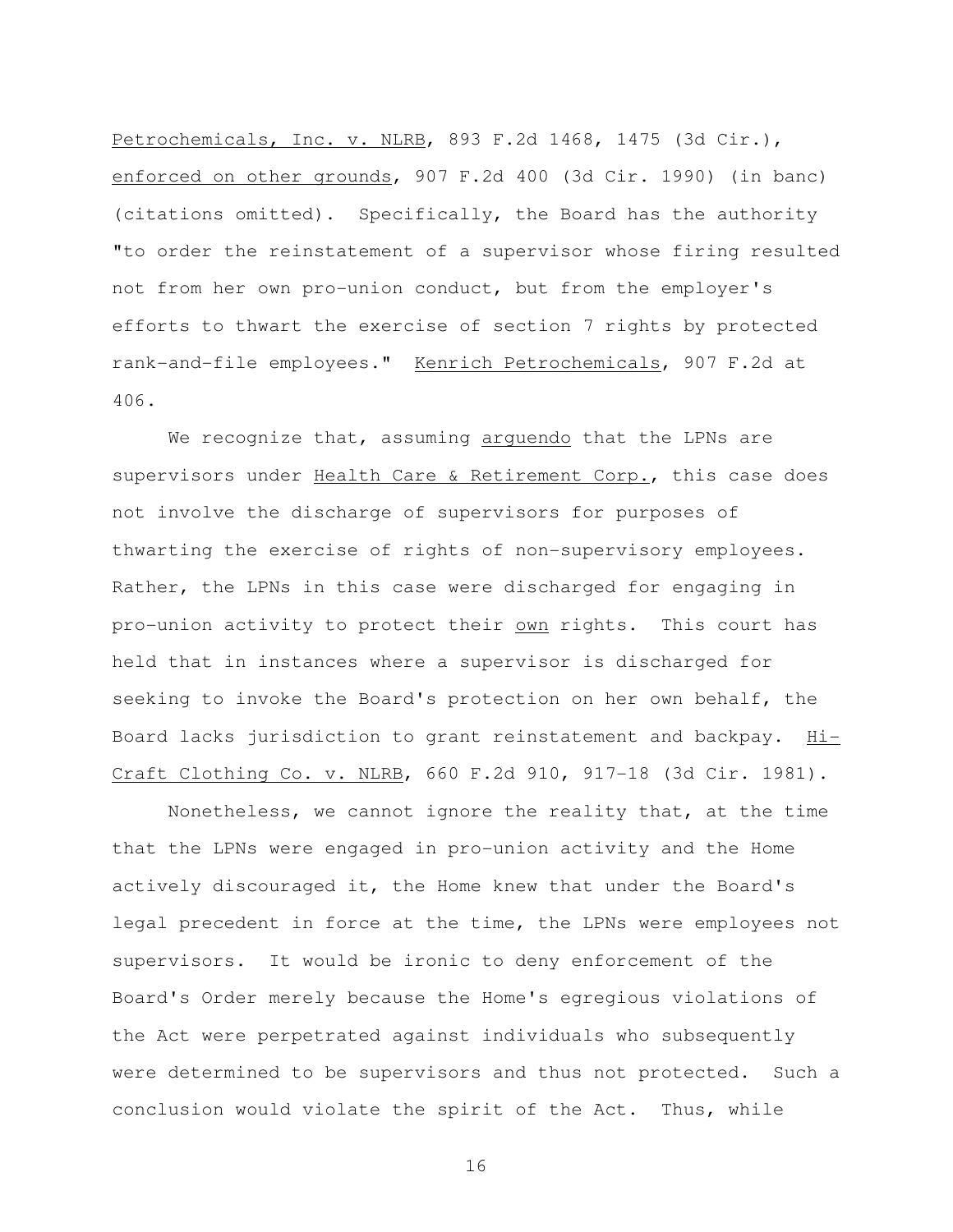Petrochemicals, Inc. v. NLRB, 893 F.2d 1468, 1475 (3d Cir.), enforced on other grounds, 907 F.2d 400 (3d Cir. 1990) (in banc) (citations omitted). Specifically, the Board has the authority "to order the reinstatement of a supervisor whose firing resulted not from her own pro-union conduct, but from the employer's efforts to thwart the exercise of section 7 rights by protected rank-and-file employees." Kenrich Petrochemicals, 907 F.2d at 406.

We recognize that, assuming *arguendo* that the LPNs are supervisors under Health Care & Retirement Corp., this case does not involve the discharge of supervisors for purposes of thwarting the exercise of rights of non-supervisory employees. Rather, the LPNs in this case were discharged for engaging in pro-union activity to protect their *own* rights. This court has held that in instances where a supervisor is discharged for seeking to invoke the Board's protection on her own behalf, the Board lacks jurisdiction to grant reinstatement and backpay. Hi-Craft Clothing Co. v. NLRB, 660 F.2d 910, 917-18 (3d Cir. 1981).

Nonetheless, we cannot ignore the reality that, at the time that the LPNs were engaged in pro-union activity and the Home actively discouraged it, the Home knew that under the Board's legal precedent in force at the time, the LPNs were employees not supervisors. It would be ironic to deny enforcement of the Board's Order merely because the Home's egregious violations of the Act were perpetrated against individuals who subsequently were determined to be supervisors and thus not protected. Such a conclusion would violate the spirit of the Act. Thus, while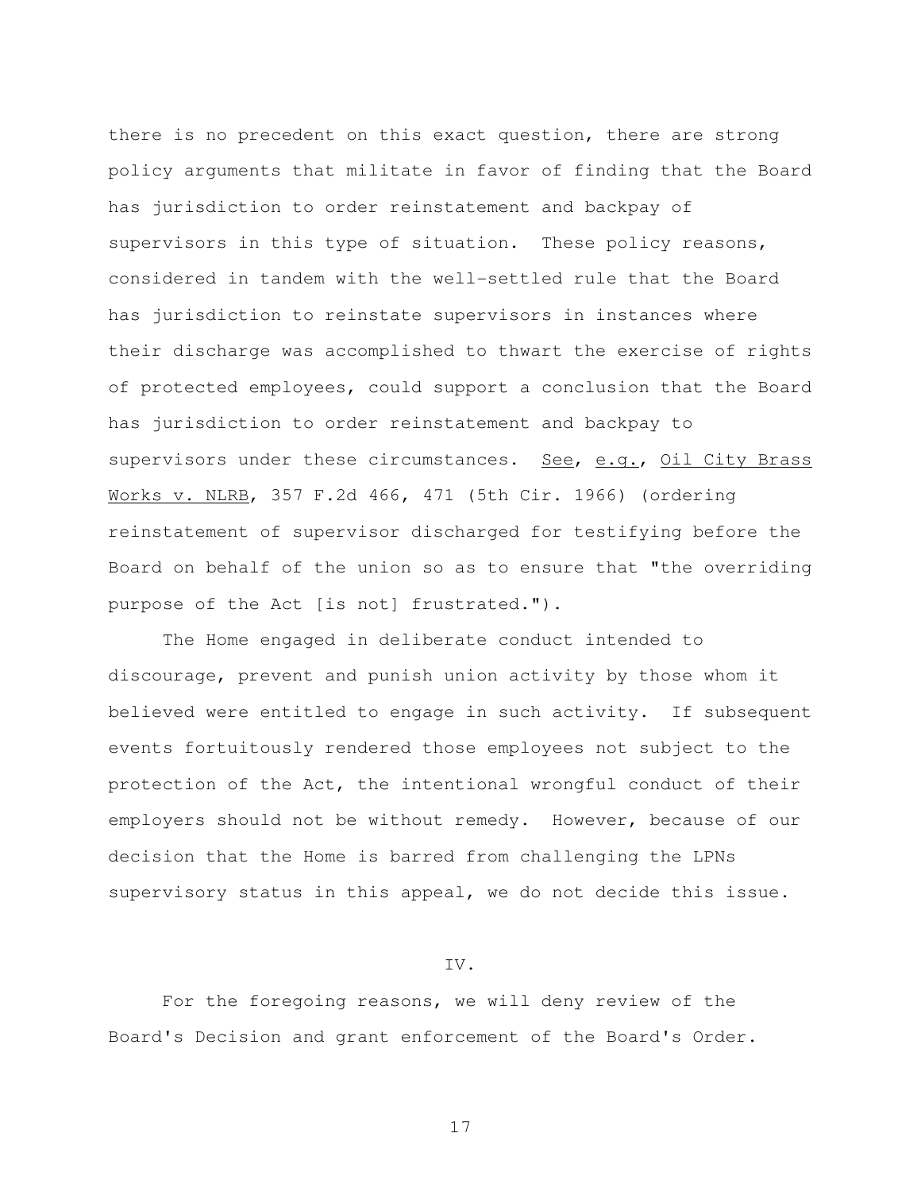there is no precedent on this exact question, there are strong policy arguments that militate in favor of finding that the Board has jurisdiction to order reinstatement and backpay of supervisors in this type of situation. These policy reasons, considered in tandem with the well-settled rule that the Board has jurisdiction to reinstate supervisors in instances where their discharge was accomplished to thwart the exercise of rights of protected employees, could support a conclusion that the Board has jurisdiction to order reinstatement and backpay to supervisors under these circumstances. See, e.g., Oil City Brass Works v. NLRB, 357 F.2d 466, 471 (5th Cir. 1966) (ordering reinstatement of supervisor discharged for testifying before the Board on behalf of the union so as to ensure that "the overriding purpose of the Act [is not] frustrated.").

The Home engaged in deliberate conduct intended to discourage, prevent and punish union activity by those whom it believed were entitled to engage in such activity. If subsequent events fortuitously rendered those employees not subject to the protection of the Act, the intentional wrongful conduct of their employers should not be without remedy. However, because of our decision that the Home is barred from challenging the LPNs supervisory status in this appeal, we do not decide this issue.

## IV.

For the foregoing reasons, we will deny review of the Board's Decision and grant enforcement of the Board's Order.